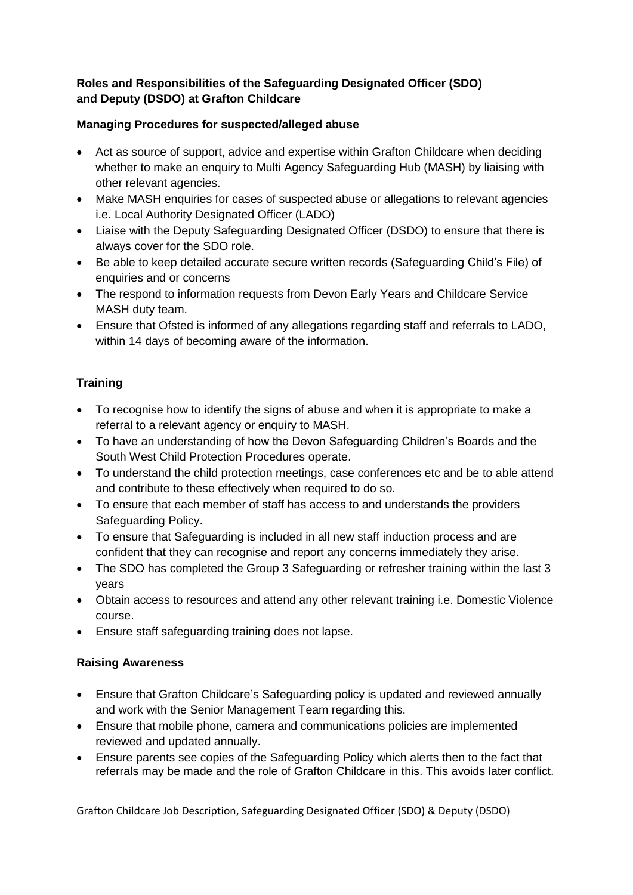**Roles and Responsibilities of the Safeguarding Designated Officer (SDO) and Deputy (DSDO) at Grafton Childcare**

**Managing Procedures for suspected/alleged abuse**

- Act as source of support, advice and expertise within Grafton Childcare when deciding whether to make an enquiry to Multi Agency Safeguarding Hub (MASH) by liaising with other relevant agencies.
- Make MASH enquiries for cases of suspected abuse or allegations to relevant agencies i.e. Local Authority Designated Officer (LADO)
- Liaise with the Deputy Safeguarding Designated Officer (DSDO) to ensure that there is always cover for the SDO role.
- Be able to keep detailed accurate secure written records (Safeguarding Child's File) of enquiries and or concerns
- The respond to information requests from Devon Early Years and Childcare Service MASH duty team.
- Ensure that Ofsted is informed of any allegations regarding staff and referrals to LADO, within 14 days of becoming aware of the information.

**Training**

- To recognise how to identify the signs of abuse and when it is appropriate to make a referral to a relevant agency or enquiry to MASH.
- To have an understanding of how the Devon Safeguarding Children's Boards and the South West Child Protection Procedures operate.
- To understand the child protection meetings, case conferences etc and be to able attend and contribute to these effectively when required to do so.
- To ensure that each member of staff has access to and understands the providers Safeguarding Policy.
- To ensure that Safeguarding is included in all new staff induction process and are confident that they can recognise and report any concerns immediately they arise.
- The SDO has completed the Group 3 Safeguarding or refresher training within the last 3 years
- Obtain access to resources and attend any other relevant training i.e. Domestic Violence course.
- Ensure staff safeguarding training does not lapse.

**Raising Awareness**

- Ensure that Grafton Childcare's Safeguarding policy is updated and reviewed annually and work with the Senior Management Team regarding this.
- Ensure that mobile phone, camera and communications policies are implemented reviewed and updated annually.
- Ensure parents see copies of the Safeguarding Policy which alerts then to the fact that referrals may be made and the role of Grafton Childcare in this. This avoids later conflict.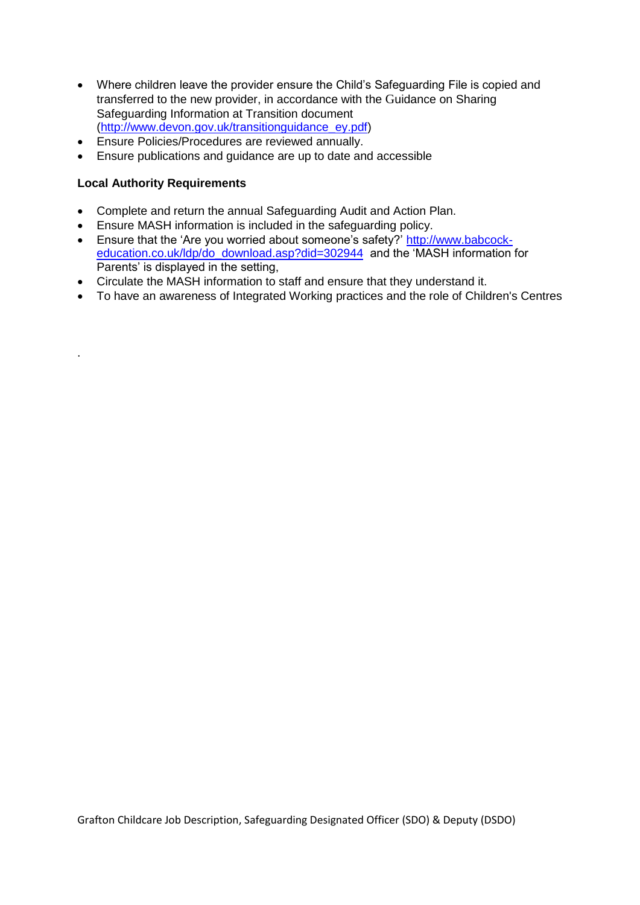- Where children leave the provider ensure the Child's Safeguarding File is copied and transferred to the new provider, in accordance with the Guidance on Sharing Safeguarding Information at Transition document (http://www.devon.gov.uk/transitionguidance_ey.pdf)
- Ensure Policies/Procedures are reviewed annually.
- Ensure publications and guidance are up to date and accessible

**Local Authority Requirements**

- Complete and return the annual Safeguarding Audit and Action Plan.
- Ensure MASH information is included in the safeguarding policy.
- Ensure that the 'Are you worried about someone's safety?' http://www.babcock-education.co.uk/ldp/do_download.asp?did=302944 and the 'MASH information for Parents' is displayed in the setting,
- Circulate the MASH information to staff and ensure that they understand it.
- To have an awareness of Integrated Working practices and the role of Children's Centres

.